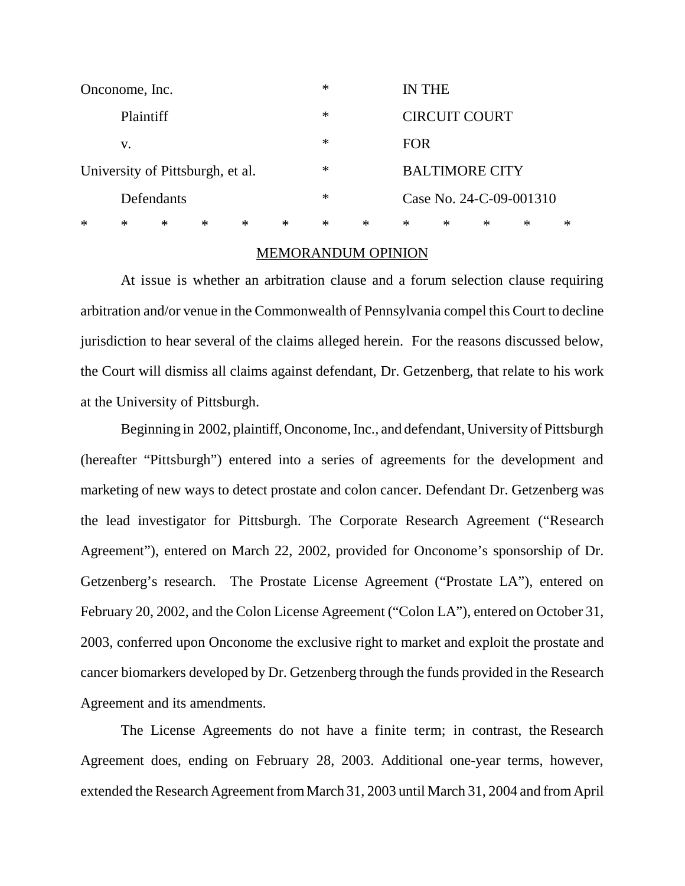| Onconome, Inc. | * | IN THE |
|---|---|---|
| Plaintiff | * | CIRCUIT COURT |
| v. | * | FOR |
| University of Pittsburgh, et al. | * | BALTIMORE CITY |
| Defendants | * | Case No. 24-C-09-001310 |

* * * * * * * * * * * * *

## MEMORANDUM OPINION

At issue is whether an arbitration clause and a forum selection clause requiring arbitration and/or venue in the Commonwealth of Pennsylvania compel this Court to decline jurisdiction to hear several of the claims alleged herein. For the reasons discussed below, the Court will dismiss all claims against defendant, Dr. Getzenberg, that relate to his work at the University of Pittsburgh.

Beginning in 2002, plaintiff, Onconome, Inc., and defendant, University of Pittsburgh (hereafter "Pittsburgh") entered into a series of agreements for the development and marketing of new ways to detect prostate and colon cancer. Defendant Dr. Getzenberg was the lead investigator for Pittsburgh. The Corporate Research Agreement ("Research Agreement"), entered on March 22, 2002, provided for Onconome's sponsorship of Dr. Getzenberg's research. The Prostate License Agreement ("Prostate LA"), entered on February 20, 2002, and the Colon License Agreement ("Colon LA"), entered on October 31, 2003, conferred upon Onconome the exclusive right to market and exploit the prostate and cancer biomarkers developed by Dr. Getzenberg through the funds provided in the Research Agreement and its amendments.

The License Agreements do not have a finite term; in contrast, the Research Agreement does, ending on February 28, 2003. Additional one-year terms, however, extended the Research Agreement from March 31, 2003 until March 31, 2004 and from April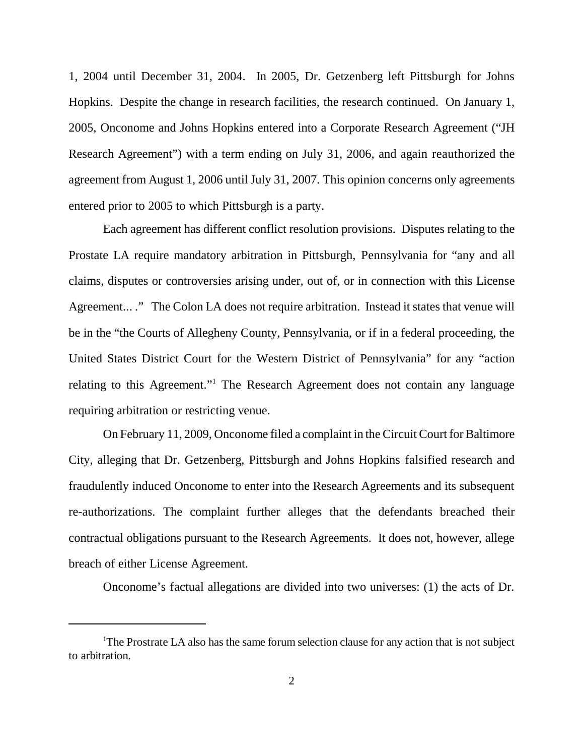1, 2004 until December 31, 2004. In 2005, Dr. Getzenberg left Pittsburgh for Johns Hopkins. Despite the change in research facilities, the research continued. On January 1, 2005, Onconome and Johns Hopkins entered into a Corporate Research Agreement ("JH Research Agreement") with a term ending on July 31, 2006, and again reauthorized the agreement from August 1, 2006 until July 31, 2007. This opinion concerns only agreements entered prior to 2005 to which Pittsburgh is a party.

Each agreement has different conflict resolution provisions. Disputes relating to the Prostate LA require mandatory arbitration in Pittsburgh, Pennsylvania for "any and all claims, disputes or controversies arising under, out of, or in connection with this License Agreement... ." The Colon LA does not require arbitration. Instead it states that venue will be in the "the Courts of Allegheny County, Pennsylvania, or if in a federal proceeding, the United States District Court for the Western District of Pennsylvania" for any "action relating to this Agreement."[1] The Research Agreement does not contain any language requiring arbitration or restricting venue.

On February 11, 2009, Onconome filed a complaint in the Circuit Court for Baltimore City, alleging that Dr. Getzenberg, Pittsburgh and Johns Hopkins falsified research and fraudulently induced Onconome to enter into the Research Agreements and its subsequent re-authorizations. The complaint further alleges that the defendants breached their contractual obligations pursuant to the Research Agreements. It does not, however, allege breach of either License Agreement.

Onconome's factual allegations are divided into two universes: (1) the acts of Dr.

---

[1] The Prostrate LA also has the same forum selection clause for any action that is not subject to arbitration.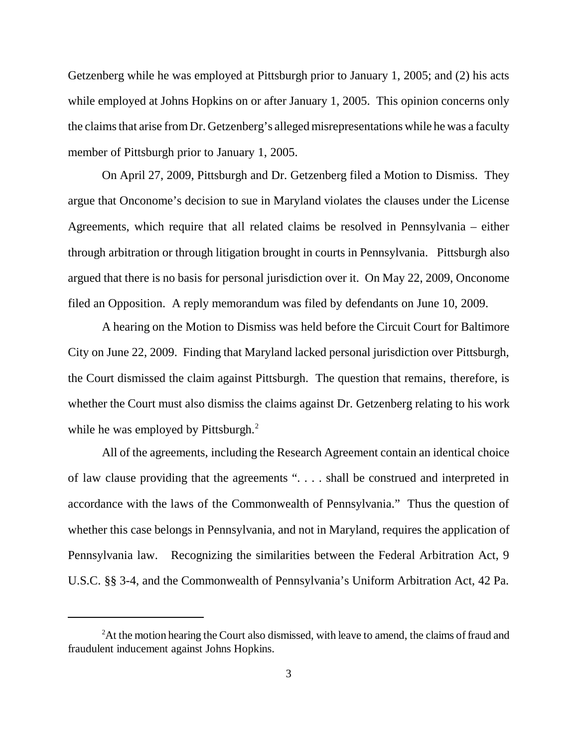Getzenberg while he was employed at Pittsburgh prior to January 1, 2005; and (2) his acts while employed at Johns Hopkins on or after January 1, 2005. This opinion concerns only the claims that arise from Dr. Getzenberg's alleged misrepresentations while he was a faculty member of Pittsburgh prior to January 1, 2005.

On April 27, 2009, Pittsburgh and Dr. Getzenberg filed a Motion to Dismiss. They argue that Onconome's decision to sue in Maryland violates the clauses under the License Agreements, which require that all related claims be resolved in Pennsylvania – either through arbitration or through litigation brought in courts in Pennsylvania. Pittsburgh also argued that there is no basis for personal jurisdiction over it. On May 22, 2009, Onconome filed an Opposition. A reply memorandum was filed by defendants on June 10, 2009.

A hearing on the Motion to Dismiss was held before the Circuit Court for Baltimore City on June 22, 2009. Finding that Maryland lacked personal jurisdiction over Pittsburgh, the Court dismissed the claim against Pittsburgh. The question that remains, therefore, is whether the Court must also dismiss the claims against Dr. Getzenberg relating to his work while he was employed by Pittsburgh.[2]

All of the agreements, including the Research Agreement contain an identical choice of law clause providing that the agreements ". . . . shall be construed and interpreted in accordance with the laws of the Commonwealth of Pennsylvania." Thus the question of whether this case belongs in Pennsylvania, and not in Maryland, requires the application of Pennsylvania law. Recognizing the similarities between the Federal Arbitration Act, 9 U.S.C. §§ 3-4, and the Commonwealth of Pennsylvania's Uniform Arbitration Act, 42 Pa.

---

[2] At the motion hearing the Court also dismissed, with leave to amend, the claims of fraud and fraudulent inducement against Johns Hopkins.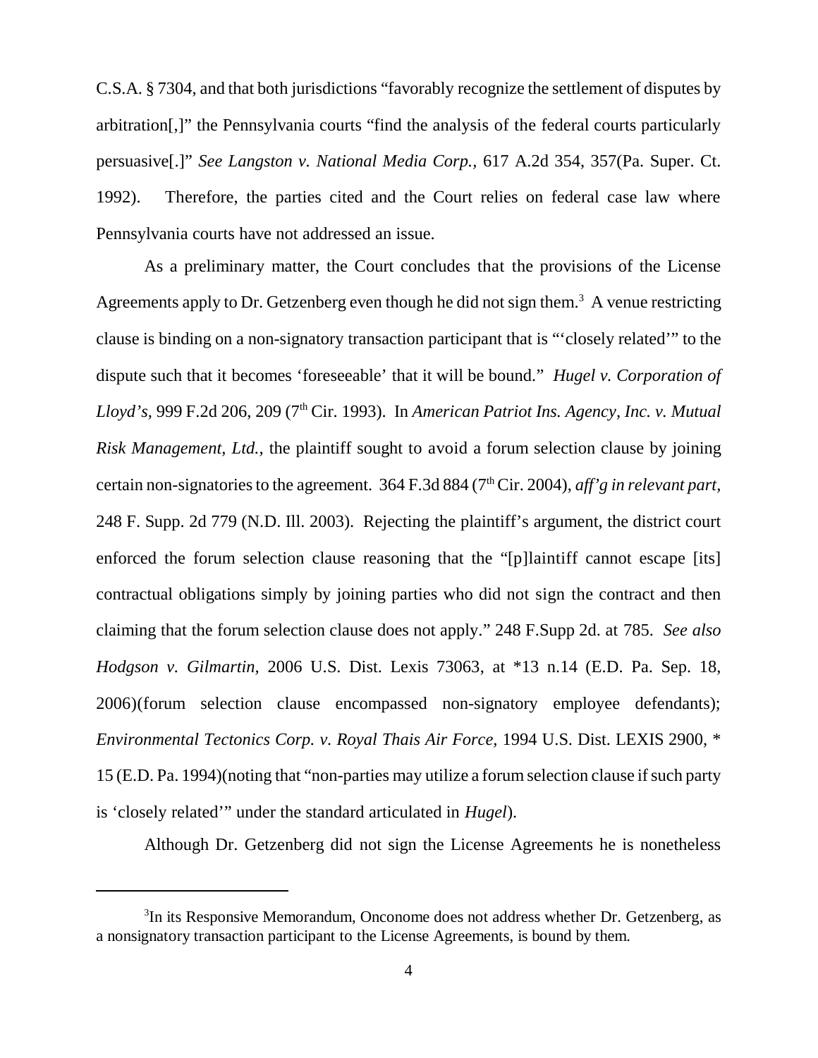C.S.A. § 7304, and that both jurisdictions "favorably recognize the settlement of disputes by arbitration[,]" the Pennsylvania courts "find the analysis of the federal courts particularly persuasive[.]" *See Langston v. National Media Corp.*, 617 A.2d 354, 357(Pa. Super. Ct. 1992). Therefore, the parties cited and the Court relies on federal case law where Pennsylvania courts have not addressed an issue.

As a preliminary matter, the Court concludes that the provisions of the License Agreements apply to Dr. Getzenberg even though he did not sign them.[3] A venue restricting clause is binding on a non-signatory transaction participant that is "'closely related'" to the dispute such that it becomes 'foreseeable' that it will be bound." *Hugel v. Corporation of Lloyd's*, 999 F.2d 206, 209 (7th Cir. 1993). In *American Patriot Ins. Agency, Inc. v. Mutual Risk Management, Ltd.,* the plaintiff sought to avoid a forum selection clause by joining certain non-signatories to the agreement. 364 F.3d 884 (7th Cir. 2004), *aff'g in relevant part*, 248 F. Supp. 2d 779 (N.D. Ill. 2003). Rejecting the plaintiff's argument, the district court enforced the forum selection clause reasoning that the "[p]laintiff cannot escape [its] contractual obligations simply by joining parties who did not sign the contract and then claiming that the forum selection clause does not apply." 248 F.Supp 2d. at 785. *See also Hodgson v. Gilmartin*, 2006 U.S. Dist. Lexis 73063, at *13 n.14 (E.D. Pa. Sep. 18, 2006)(forum selection clause encompassed non-signatory employee defendants); *Environmental Tectonics Corp. v. Royal Thais Air Force*, 1994 U.S. Dist. LEXIS 2900, * 15 (E.D. Pa. 1994)(noting that "non-parties may utilize a forum selection clause if such party is 'closely related'" under the standard articulated in *Hugel*).

Although Dr. Getzenberg did not sign the License Agreements he is nonetheless

---

[3] In its Responsive Memorandum, Onconome does not address whether Dr. Getzenberg, as a nonsignatory transaction participant to the License Agreements, is bound by them.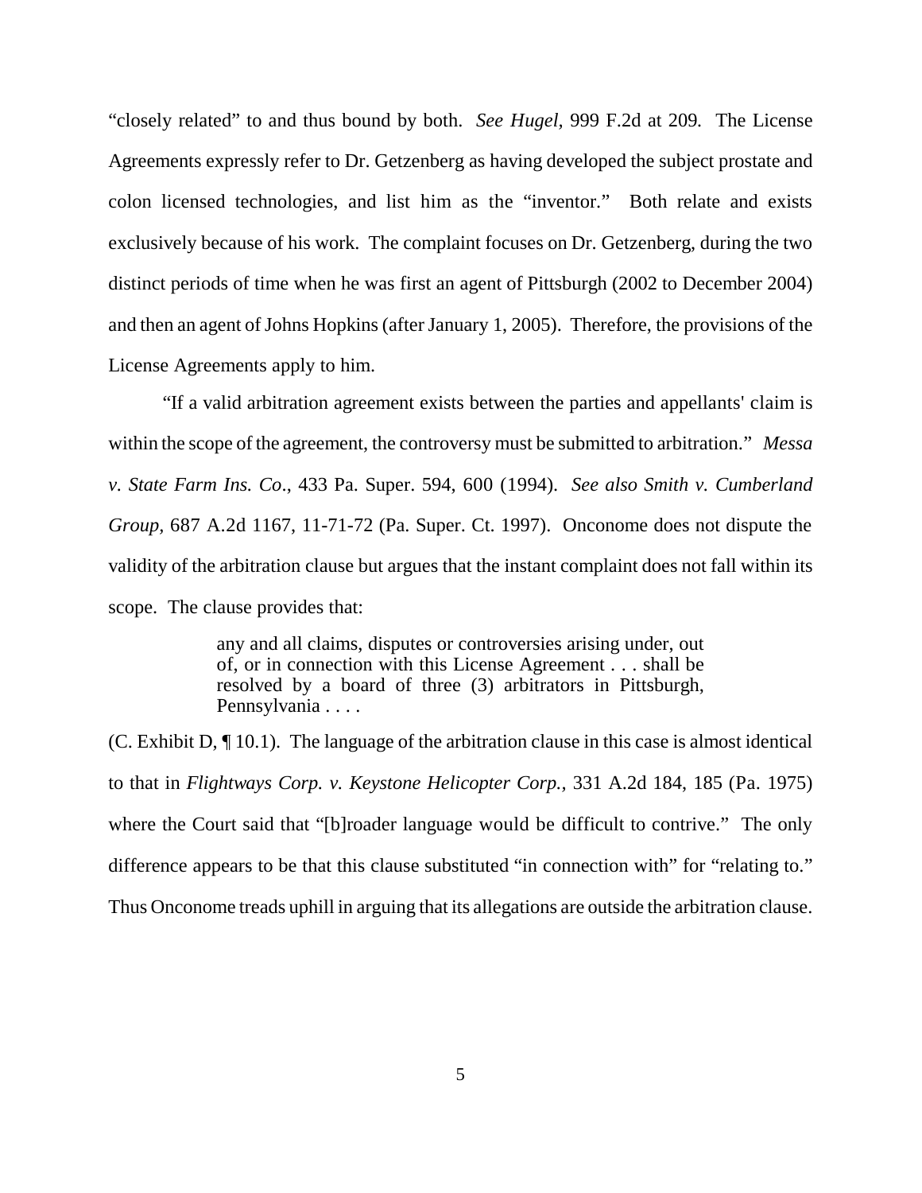"closely related" to and thus bound by both. *See Hugel*, 999 F.2d at 209. The License Agreements expressly refer to Dr. Getzenberg as having developed the subject prostate and colon licensed technologies, and list him as the "inventor." Both relate and exists exclusively because of his work. The complaint focuses on Dr. Getzenberg, during the two distinct periods of time when he was first an agent of Pittsburgh (2002 to December 2004) and then an agent of Johns Hopkins (after January 1, 2005). Therefore, the provisions of the License Agreements apply to him.

"If a valid arbitration agreement exists between the parties and appellants' claim is within the scope of the agreement, the controversy must be submitted to arbitration." *Messa v. State Farm Ins. Co*., 433 Pa. Super. 594, 600 (1994). *See also Smith v. Cumberland Group*, 687 A.2d 1167, 11-71-72 (Pa. Super. Ct. 1997). Onconome does not dispute the validity of the arbitration clause but argues that the instant complaint does not fall within its scope. The clause provides that:

> any and all claims, disputes or controversies arising under, out of, or in connection with this License Agreement . . . shall be resolved by a board of three (3) arbitrators in Pittsburgh, Pennsylvania . . . .

(C. Exhibit D, ¶ 10.1). The language of the arbitration clause in this case is almost identical to that in *Flightways Corp. v. Keystone Helicopter Corp.,* 331 A.2d 184, 185 (Pa. 1975) where the Court said that "[b]roader language would be difficult to contrive." The only difference appears to be that this clause substituted "in connection with" for "relating to." Thus Onconome treads uphill in arguing that its allegations are outside the arbitration clause.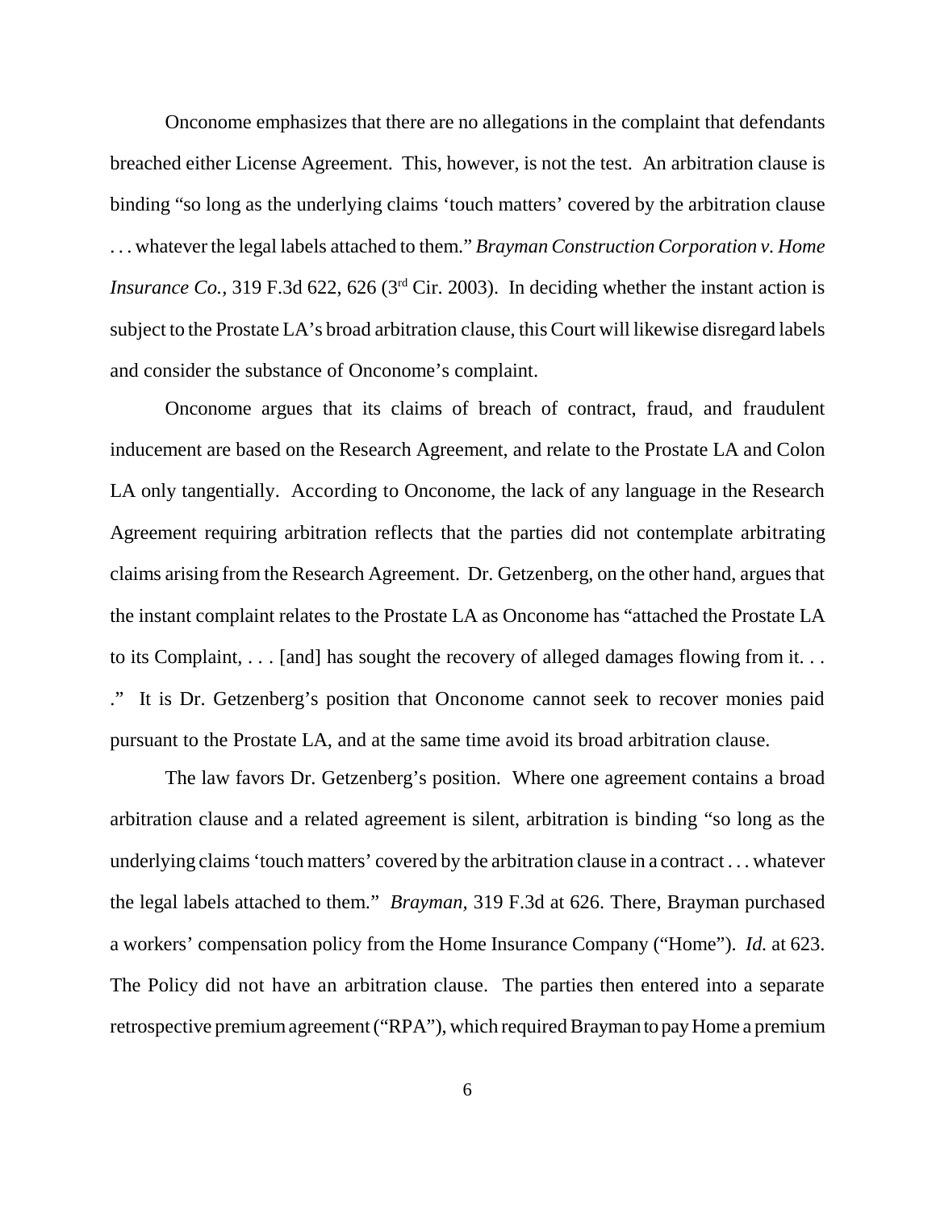Onconome emphasizes that there are no allegations in the complaint that defendants breached either License Agreement. This, however, is not the test. An arbitration clause is binding "so long as the underlying claims 'touch matters' covered by the arbitration clause . . . whatever the legal labels attached to them." *Brayman Construction Corporation v. Home Insurance Co.*, 319 F.3d 622, 626 (3rd Cir. 2003). In deciding whether the instant action is subject to the Prostate LA's broad arbitration clause, this Court will likewise disregard labels and consider the substance of Onconome's complaint.

Onconome argues that its claims of breach of contract, fraud, and fraudulent inducement are based on the Research Agreement, and relate to the Prostate LA and Colon LA only tangentially. According to Onconome, the lack of any language in the Research Agreement requiring arbitration reflects that the parties did not contemplate arbitrating claims arising from the Research Agreement. Dr. Getzenberg, on the other hand, argues that the instant complaint relates to the Prostate LA as Onconome has "attached the Prostate LA to its Complaint, . . . [and] has sought the recovery of alleged damages flowing from it. . . ." It is Dr. Getzenberg's position that Onconome cannot seek to recover monies paid pursuant to the Prostate LA, and at the same time avoid its broad arbitration clause.

The law favors Dr. Getzenberg's position. Where one agreement contains a broad arbitration clause and a related agreement is silent, arbitration is binding "so long as the underlying claims 'touch matters' covered by the arbitration clause in a contract . . . whatever the legal labels attached to them." *Brayman*, 319 F.3d at 626. There, Brayman purchased a workers' compensation policy from the Home Insurance Company ("Home"). *Id.* at 623. The Policy did not have an arbitration clause. The parties then entered into a separate retrospective premium agreement ("RPA"), which required Brayman to pay Home a premium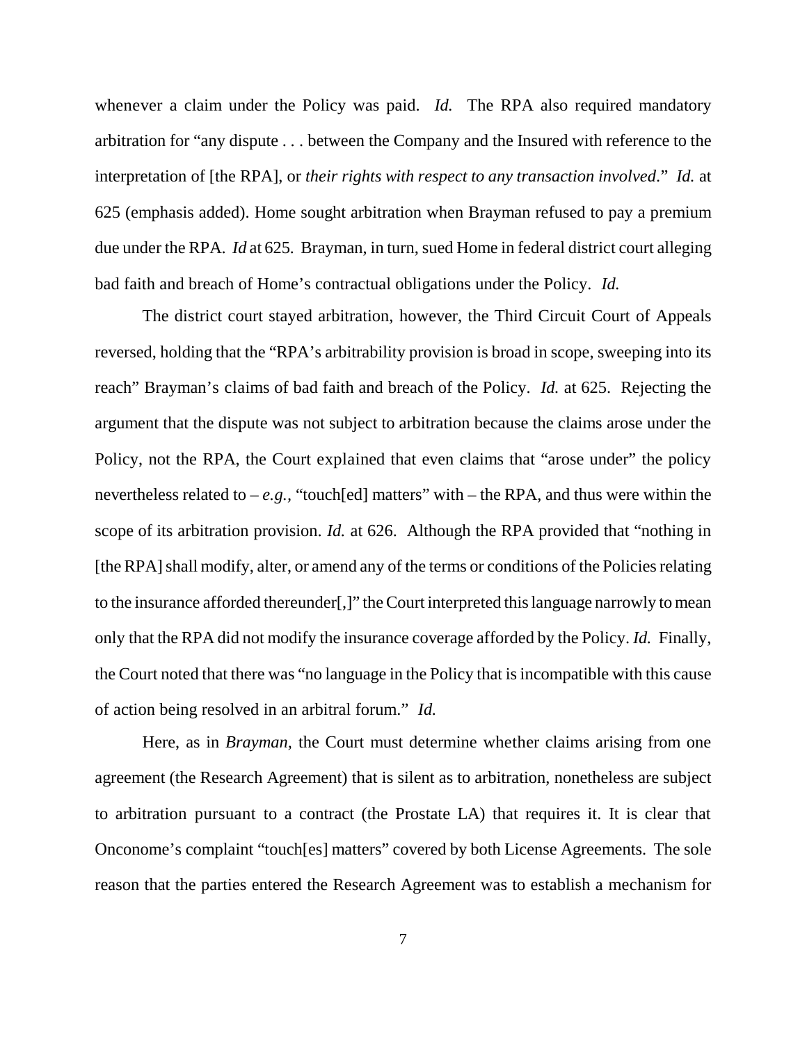whenever a claim under the Policy was paid. *Id.* The RPA also required mandatory arbitration for "any dispute . . . between the Company and the Insured with reference to the interpretation of [the RPA], or *their rights with respect to any transaction involved*." *Id.* at 625 (emphasis added). Home sought arbitration when Brayman refused to pay a premium due under the RPA. *Id* at 625. Brayman, in turn, sued Home in federal district court alleging bad faith and breach of Home's contractual obligations under the Policy. *Id.*

The district court stayed arbitration, however, the Third Circuit Court of Appeals reversed, holding that the "RPA's arbitrability provision is broad in scope, sweeping into its reach" Brayman's claims of bad faith and breach of the Policy. *Id.* at 625. Rejecting the argument that the dispute was not subject to arbitration because the claims arose under the Policy, not the RPA, the Court explained that even claims that "arose under" the policy nevertheless related to – *e.g.,* "touch[ed] matters" with – the RPA, and thus were within the scope of its arbitration provision. *Id.* at 626. Although the RPA provided that "nothing in [the RPA] shall modify, alter, or amend any of the terms or conditions of the Policies relating to the insurance afforded thereunder[,]" the Court interpreted this language narrowly to mean only that the RPA did not modify the insurance coverage afforded by the Policy. *Id.* Finally, the Court noted that there was "no language in the Policy that is incompatible with this cause of action being resolved in an arbitral forum." *Id.*

Here, as in *Brayman*, the Court must determine whether claims arising from one agreement (the Research Agreement) that is silent as to arbitration, nonetheless are subject to arbitration pursuant to a contract (the Prostate LA) that requires it. It is clear that Onconome's complaint "touch[es] matters" covered by both License Agreements. The sole reason that the parties entered the Research Agreement was to establish a mechanism for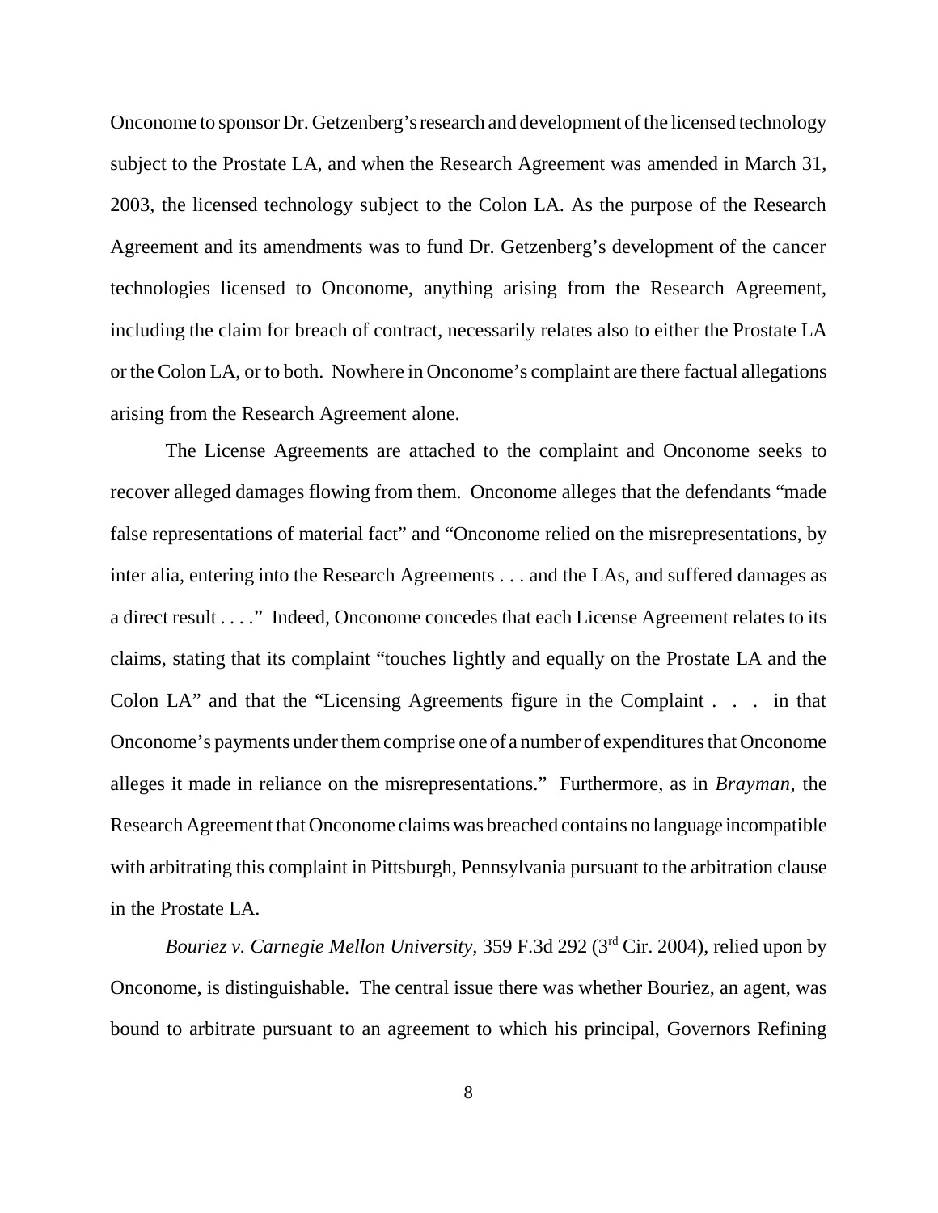Onconome to sponsor Dr. Getzenberg's research and development of the licensed technology subject to the Prostate LA, and when the Research Agreement was amended in March 31, 2003, the licensed technology subject to the Colon LA. As the purpose of the Research Agreement and its amendments was to fund Dr. Getzenberg's development of the cancer technologies licensed to Onconome, anything arising from the Research Agreement, including the claim for breach of contract, necessarily relates also to either the Prostate LA or the Colon LA, or to both. Nowhere in Onconome's complaint are there factual allegations arising from the Research Agreement alone.

The License Agreements are attached to the complaint and Onconome seeks to recover alleged damages flowing from them. Onconome alleges that the defendants "made false representations of material fact" and "Onconome relied on the misrepresentations, by inter alia, entering into the Research Agreements . . . and the LAs, and suffered damages as a direct result . . . ." Indeed, Onconome concedes that each License Agreement relates to its claims, stating that its complaint "touches lightly and equally on the Prostate LA and the Colon LA" and that the "Licensing Agreements figure in the Complaint . . . in that Onconome's payments under them comprise one of a number of expenditures that Onconome alleges it made in reliance on the misrepresentations." Furthermore, as in *Brayman,* the Research Agreement that Onconome claims was breached contains no language incompatible with arbitrating this complaint in Pittsburgh, Pennsylvania pursuant to the arbitration clause in the Prostate LA.

*Bouriez v. Carnegie Mellon University,* 359 F.3d 292 (3rd Cir. 2004), relied upon by Onconome, is distinguishable. The central issue there was whether Bouriez, an agent, was bound to arbitrate pursuant to an agreement to which his principal, Governors Refining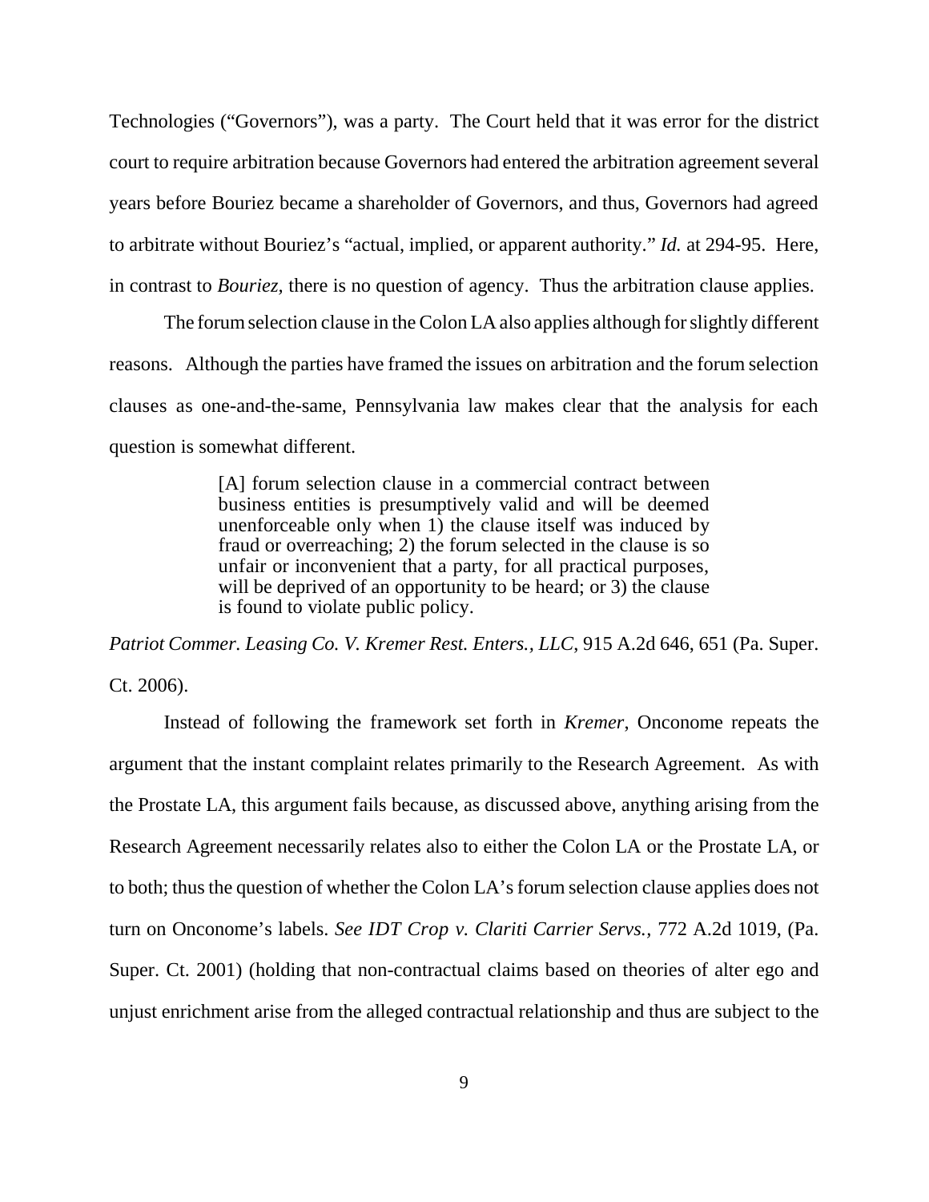Technologies ("Governors"), was a party. The Court held that it was error for the district court to require arbitration because Governors had entered the arbitration agreement several years before Bouriez became a shareholder of Governors, and thus, Governors had agreed to arbitrate without Bouriez's "actual, implied, or apparent authority." *Id.* at 294-95. Here, in contrast to *Bouriez*, there is no question of agency. Thus the arbitration clause applies.

The forum selection clause in the Colon LA also applies although for slightly different reasons. Although the parties have framed the issues on arbitration and the forum selection clauses as one-and-the-same, Pennsylvania law makes clear that the analysis for each question is somewhat different.

> [A] forum selection clause in a commercial contract between business entities is presumptively valid and will be deemed unenforceable only when 1) the clause itself was induced by fraud or overreaching; 2) the forum selected in the clause is so unfair or inconvenient that a party, for all practical purposes, will be deprived of an opportunity to be heard; or 3) the clause is found to violate public policy.

*Patriot Commer. Leasing Co. V. Kremer Rest. Enters., LLC*, 915 A.2d 646, 651 (Pa. Super. Ct. 2006).

Instead of following the framework set forth in *Kremer*, Onconome repeats the argument that the instant complaint relates primarily to the Research Agreement. As with the Prostate LA, this argument fails because, as discussed above, anything arising from the Research Agreement necessarily relates also to either the Colon LA or the Prostate LA, or to both; thus the question of whether the Colon LA's forum selection clause applies does not turn on Onconome's labels. *See IDT Crop v. Clariti Carrier Servs.*, 772 A.2d 1019, (Pa. Super. Ct. 2001) (holding that non-contractual claims based on theories of alter ego and unjust enrichment arise from the alleged contractual relationship and thus are subject to the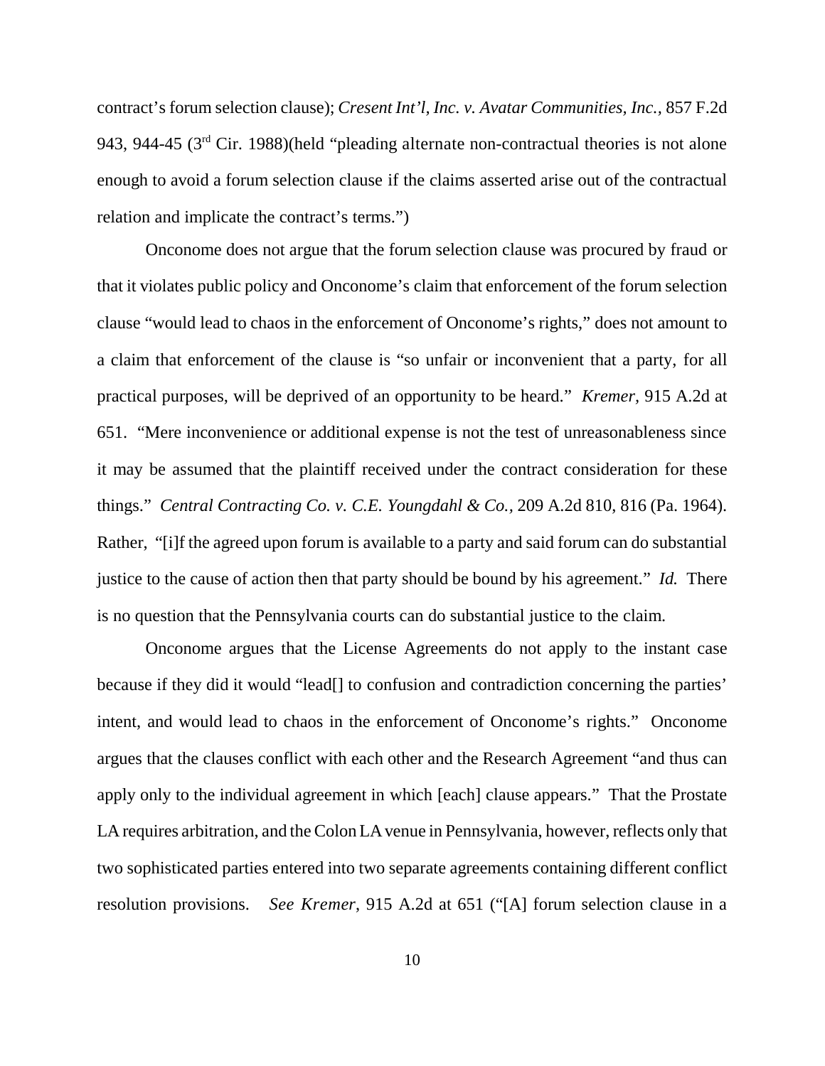contract's forum selection clause); *Cresent Int'l, Inc. v. Avatar Communities, Inc.*, 857 F.2d 943, 944-45 (3rd Cir. 1988)(held "pleading alternate non-contractual theories is not alone enough to avoid a forum selection clause if the claims asserted arise out of the contractual relation and implicate the contract's terms.")

Onconome does not argue that the forum selection clause was procured by fraud or that it violates public policy and Onconome's claim that enforcement of the forum selection clause "would lead to chaos in the enforcement of Onconome's rights," does not amount to a claim that enforcement of the clause is "so unfair or inconvenient that a party, for all practical purposes, will be deprived of an opportunity to be heard." *Kremer*, 915 A.2d at 651. "Mere inconvenience or additional expense is not the test of unreasonableness since it may be assumed that the plaintiff received under the contract consideration for these things." *Central Contracting Co. v. C.E. Youngdahl & Co.*, 209 A.2d 810, 816 (Pa. 1964). Rather, "[i]f the agreed upon forum is available to a party and said forum can do substantial justice to the cause of action then that party should be bound by his agreement." *Id.* There is no question that the Pennsylvania courts can do substantial justice to the claim.

Onconome argues that the License Agreements do not apply to the instant case because if they did it would "lead[] to confusion and contradiction concerning the parties' intent, and would lead to chaos in the enforcement of Onconome's rights." Onconome argues that the clauses conflict with each other and the Research Agreement "and thus can apply only to the individual agreement in which [each] clause appears." That the Prostate LA requires arbitration, and the Colon LA venue in Pennsylvania, however, reflects only that two sophisticated parties entered into two separate agreements containing different conflict resolution provisions. *See Kremer*, 915 A.2d at 651 ("[A] forum selection clause in a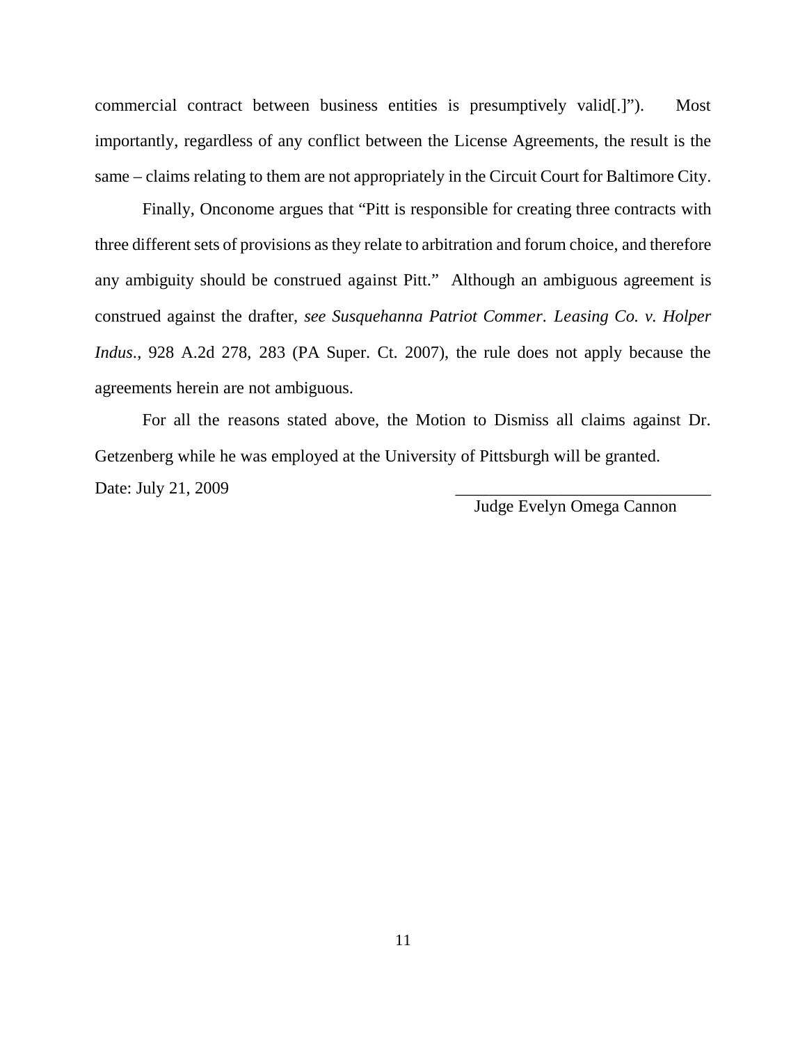commercial contract between business entities is presumptively valid[.]"). Most importantly, regardless of any conflict between the License Agreements, the result is the same – claims relating to them are not appropriately in the Circuit Court for Baltimore City.

Finally, Onconome argues that "Pitt is responsible for creating three contracts with three different sets of provisions as they relate to arbitration and forum choice, and therefore any ambiguity should be construed against Pitt." Although an ambiguous agreement is construed against the drafter, *see Susquehanna Patriot Commer. Leasing Co. v. Holper Indus.*, 928 A.2d 278, 283 (PA Super. Ct. 2007), the rule does not apply because the agreements herein are not ambiguous.

For all the reasons stated above, the Motion to Dismiss all claims against Dr. Getzenberg while he was employed at the University of Pittsburgh will be granted.

Date: July 21, 2009

\_\_\_\_\_\_\_\_\_\_\_\_\_\_\_\_\_\_\_\_\_\_\_\_\_\_\_\_\_\_

Judge Evelyn Omega Cannon